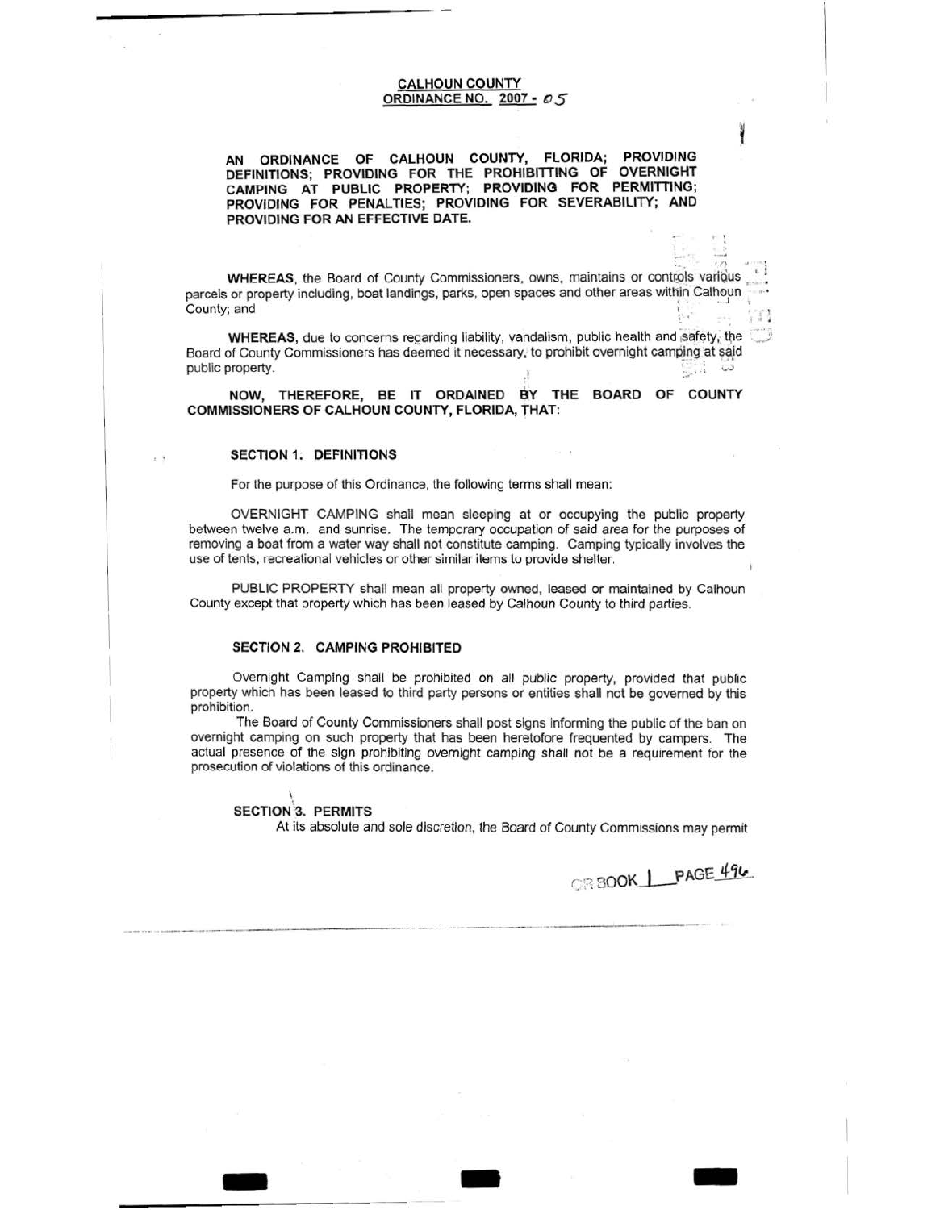**CALHOUN COUNTY**
**ORDINANCE NO. 2007 - 05**

**AN ORDINANCE OF CALHOUN COUNTY, FLORIDA; PROVIDING DEFINITIONS; PROVIDING FOR THE PROHIBITTING OF OVERNIGHT CAMPING AT PUBLIC PROPERTY; PROVIDING FOR PERMITTING; PROVIDING FOR PENALTIES; PROVIDING FOR SEVERABILITY; AND PROVIDING FOR AN EFFECTIVE DATE.**

**WHEREAS**, the Board of County Commissioners, owns, maintains or controls various parcels or property including, boat landings, parks, open spaces and other areas within Calhoun County; and

**WHEREAS**, due to concerns regarding liability, vandalism, public health and safety, the Board of County Commissioners has deemed it necessary, to prohibit overnight camping at said public property.

**NOW, THEREFORE, BE IT ORDAINED BY THE BOARD OF COUNTY COMMISSIONERS OF CALHOUN COUNTY, FLORIDA, THAT:**

**SECTION 1. DEFINITIONS**

For the purpose of this Ordinance, the following terms shall mean:

OVERNIGHT CAMPING shall mean sleeping at or occupying the public property between twelve a.m. and sunrise. The temporary occupation of said area for the purposes of removing a boat from a water way shall not constitute camping. Camping typically involves the use of tents, recreational vehicles or other similar items to provide shelter.

PUBLIC PROPERTY shall mean all property owned, leased or maintained by Calhoun County except that property which has been leased by Calhoun County to third parties.

**SECTION 2. CAMPING PROHIBITED**

Overnight Camping shall be prohibited on all public property, provided that public property which has been leased to third party persons or entities shall not be governed by this prohibition.

The Board of County Commissioners shall post signs informing the public of the ban on overnight camping on such property that has been heretofore frequented by campers. The actual presence of the sign prohibiting overnight camping shall not be a requirement for the prosecution of violations of this ordinance.

**SECTION 3. PERMITS**

At its absolute and sole discretion, the Board of County Commissions may permit

OR BOOK 1 PAGE 496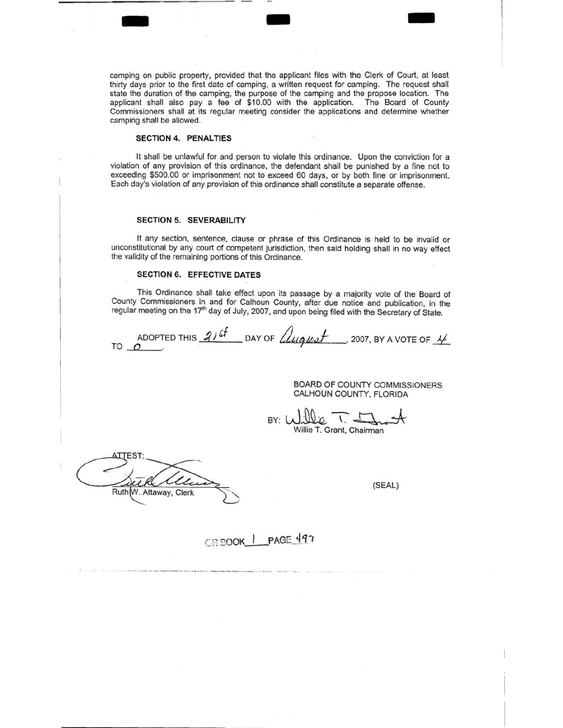camping on public property, provided that the applicant files with the Clerk of Court, at least thirty days prior to the first date of camping, a written request for camping. The request shall state the duration of the camping, the purpose of the camping and the propose location. The applicant shall also pay a fee of $10.00 with the application. The Board of County Commissioners shall at its regular meeting consider the applications and determine whether camping shall be allowed.

**SECTION 4. PENALTIES**

It shall be unlawful for and person to violate this ordinance. Upon the conviction for a violation of any provision of this ordinance, the defendant shall be punished by a fine not to exceeding $500.00 or imprisonment not to exceed 60 days, or by both fine or imprisonment. Each day's violation of any provision of this ordinance shall constitute a separate offense.

**SECTION 5. SEVERABILITY**

If any section, sentence, clause or phrase of this Ordinance is held to be invalid or unconstitutional by any court of competent jurisdiction, then said holding shall in no way effect the validity of the remaining portions of this Ordinance.

**SECTION 6. EFFECTIVE DATES**

This Ordinance shall take effect upon its passage by a majority vote of the Board of County Commissioners in and for Calhoun County, after due notice and publication, in the regular meeting on the 17th day of July, 2007, and upon being filed with the Secretary of State.

ADOPTED THIS 21st DAY OF August, 2007, BY A VOTE OF 4 TO 0.

BOARD OF COUNTY COMMISSIONERS
CALHOUN COUNTY, FLORIDA

BY: Willie T. Grant
Willie T. Grant, Chairman

ATTEST:
Ruth W. Attaway, Clerk

(SEAL)

OR BOOK 1 PAGE 497